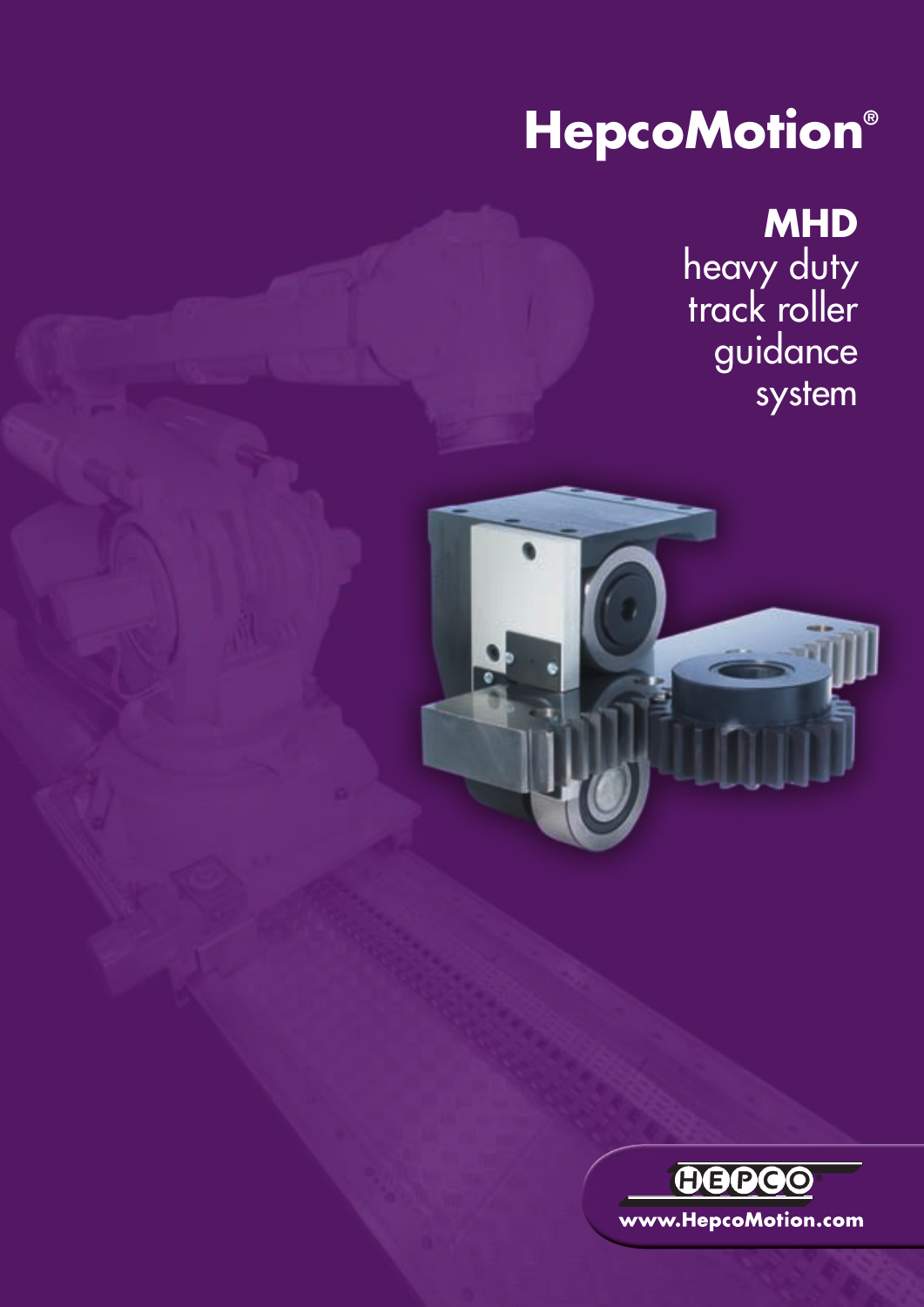# HepcoMotion®

## MHD

heavy duty
track roller
guidance
system

HEPCO

www.HepcoMotion.com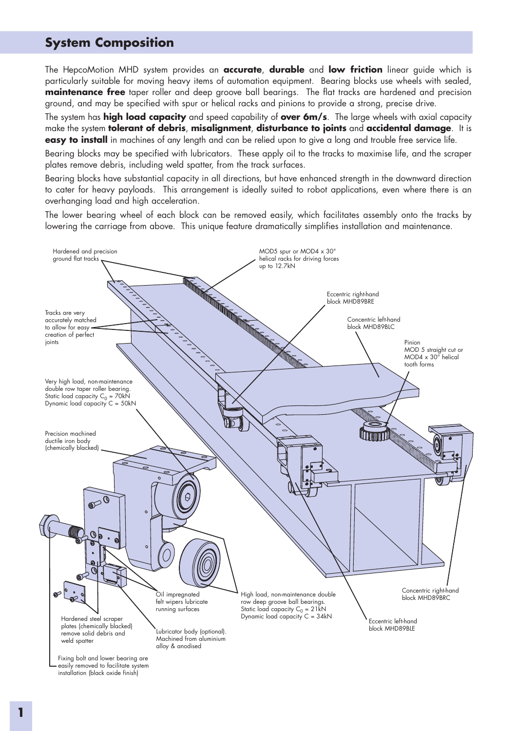## System Composition

The HepcoMotion MHD system provides an **accurate**, **durable** and **low friction** linear guide which is particularly suitable for moving heavy items of automation equipment. Bearing blocks use wheels with sealed, **maintenance free** taper roller and deep groove ball bearings. The flat tracks are hardened and precision ground, and may be specified with spur or helical racks and pinions to provide a strong, precise drive.

The system has **high load capacity** and speed capability of **over 6m/s**. The large wheels with axial capacity make the system **tolerant of debris**, **misalignment**, **disturbance to joints** and **accidental damage**. It is **easy to install** in machines of any length and can be relied upon to give a long and trouble free service life.

Bearing blocks may be specified with lubricators. These apply oil to the tracks to maximise life, and the scraper plates remove debris, including weld spatter, from the track surfaces.

Bearing blocks have substantial capacity in all directions, but have enhanced strength in the downward direction to cater for heavy payloads. This arrangement is ideally suited to robot applications, even where there is an overhanging load and high acceleration.

The lower bearing wheel of each block can be removed easily, which facilitates assembly onto the tracks by lowering the carriage from above. This unique feature dramatically simplifies installation and maintenance.

Hardened and precision ground flat tracks

MOD5 spur or MOD4 x 30° helical racks for driving forces up to 12.7kN

Eccentric right-hand block MHD89BRE

Concentric left-hand block MHD89BLC

Tracks are very accurately matched to allow for easy creation of perfect joints

Pinion MOD 5 straight cut or MOD4 x 30° helical tooth forms

Very high load, non-maintenance double row taper roller bearing. Static load capacity $C_0$ = 70kN Dynamic load capacity C = 50kN

Precision machined ductile iron body (chemically blacked)

Oil impregnated felt wipers lubricate running surfaces

High load, non-maintenance double row deep groove ball bearings. Static load capacity $C_0$ = 21kN Dynamic load capacity C = 34kN

Concentric right-hand block MHD89BRC

Eccentric left-hand block MHD89BLE

Hardened steel scraper plates (chemically blacked) remove solid debris and weld spatter

Lubricator body (optional). Machined from aluminium alloy & anodised

Fixing bolt and lower bearing are easily removed to facilitate system installation (black oxide finish)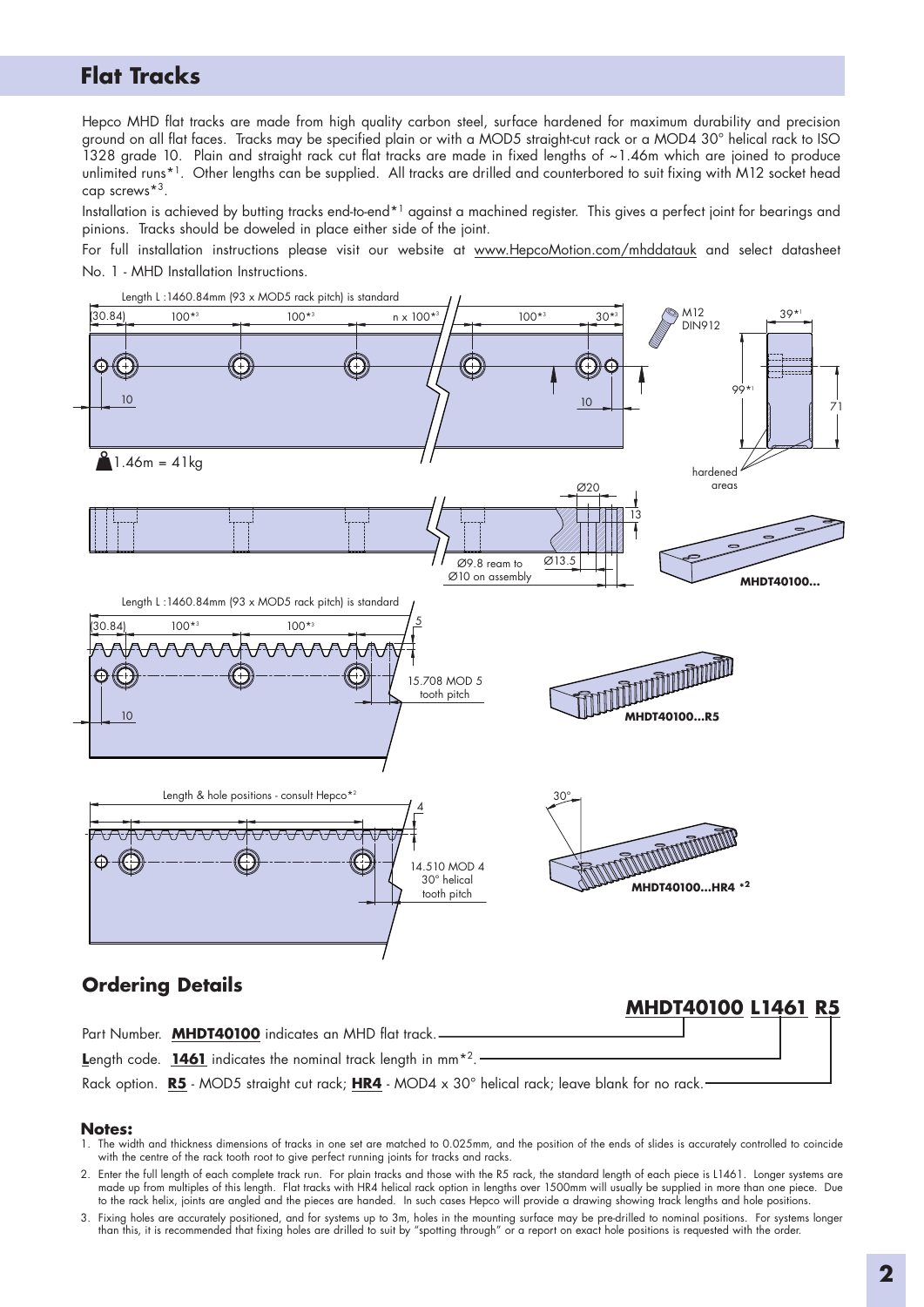## Flat Tracks

Hepco MHD flat tracks are made from high quality carbon steel, surface hardened for maximum durability and precision ground on all flat faces. Tracks may be specified plain or with a MOD5 straight-cut rack or a MOD4 30° helical rack to ISO 1328 grade 10. Plain and straight rack cut flat tracks are made in fixed lengths of ~1.46m which are joined to produce unlimited runs*1. Other lengths can be supplied. All tracks are drilled and counterbored to suit fixing with M12 socket head cap screws*3.

Installation is achieved by butting tracks end-to-end*1 against a machined register. This gives a perfect joint for bearings and pinions. Tracks should be doweled in place either side of the joint.

For full installation instructions please visit our website at www.HepcoMotion.com/mhddatauk and select datasheet No. 1 - MHD Installation Instructions.

Length L :1460.84mm (93 x MOD5 rack pitch) is standard

(30.84) 100*3 100*3 n x 100*3 100*3 30*3

10 10

M12 DIN912

39*1

99*1

71

hardened areas

1.46m = 41kg

Ø20

13

Ø9.8 ream to Ø10 on assembly

Ø13.5

MHDT40100...

Length L :1460.84mm (93 x MOD5 rack pitch) is standard

(30.84) 100*3 100*3

5

10

15.708 MOD 5 tooth pitch

MHDT40100...R5

Length & hole positions - consult Hepco*2

4

14.510 MOD 4 30° helical tooth pitch

30°

MHDT40100...HR4 *2

## Ordering Details

**MHDT40100 L1461 R5**

Part Number. **MHDT40100** indicates an MHD flat track.

**L**ength code. **1461** indicates the nominal track length in mm*2.

Rack option. **R5** - MOD5 straight cut rack; **HR4** - MOD4 x 30° helical rack; leave blank for no rack.

**Notes:**

1. The width and thickness dimensions of tracks in one set are matched to 0.025mm, and the position of the ends of slides is accurately controlled to coincide with the centre of the rack tooth root to give perfect running joints for tracks and racks.
2. Enter the full length of each complete track run. For plain tracks and those with the R5 rack, the standard length of each piece is L1461. Longer systems are made up from multiples of this length. Flat tracks with HR4 helical rack option in lengths over 1500mm will usually be supplied in more than one piece. Due to the rack helix, joints are angled and the pieces are handed. In such cases Hepco will provide a drawing showing track lengths and hole positions.
3. Fixing holes are accurately positioned, and for systems up to 3m, holes in the mounting surface may be pre-drilled to nominal positions. For systems longer than this, it is recommended that fixing holes are drilled to suit by "spotting through" or a report on exact hole positions is requested with the order.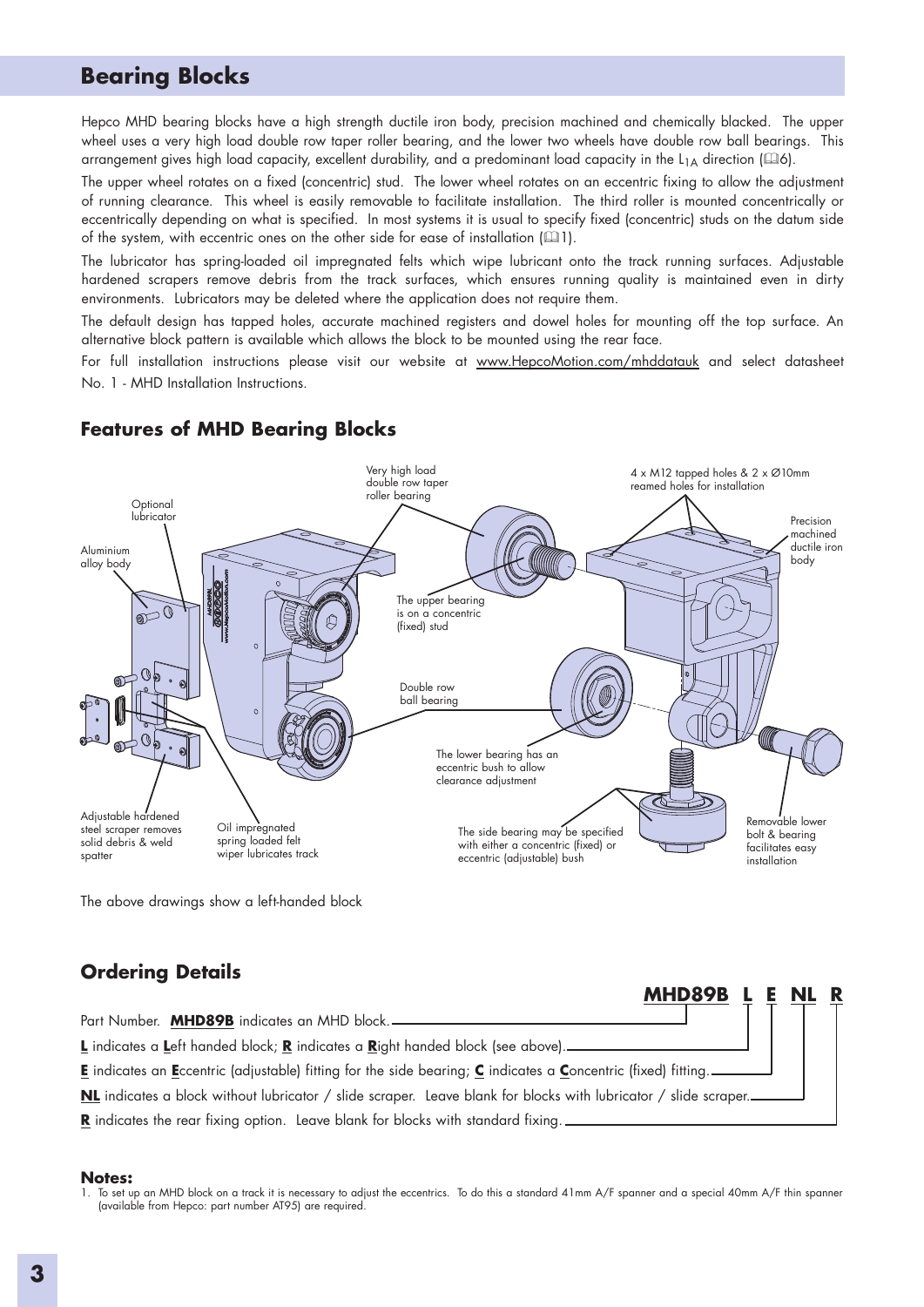## Bearing Blocks

Hepco MHD bearing blocks have a high strength ductile iron body, precision machined and chemically blacked. The upper wheel uses a very high load double row taper roller bearing, and the lower two wheels have double row ball bearings. This arrangement gives high load capacity, excellent durability, and a predominant load capacity in the $L_{1A}$ direction (📖6).

The upper wheel rotates on a fixed (concentric) stud. The lower wheel rotates on an eccentric fixing to allow the adjustment of running clearance. This wheel is easily removable to facilitate installation. The third roller is mounted concentrically or eccentrically depending on what is specified. In most systems it is usual to specify fixed (concentric) studs on the datum side of the system, with eccentric ones on the other side for ease of installation (📖1).

The lubricator has spring-loaded oil impregnated felts which wipe lubricant onto the track running surfaces. Adjustable hardened scrapers remove debris from the track surfaces, which ensures running quality is maintained even in dirty environments. Lubricators may be deleted where the application does not require them.

The default design has tapped holes, accurate machined registers and dowel holes for mounting off the top surface. An alternative block pattern is available which allows the block to be mounted using the rear face.

For full installation instructions please visit our website at www.HepcoMotion.com/mhddatauk and select datasheet No. 1 - MHD Installation Instructions.

### Features of MHD Bearing Blocks

Optional lubricator

Aluminium alloy body

Very high load double row taper roller bearing

The upper bearing is on a concentric (fixed) stud

4 x M12 tapped holes & 2 x Ø10mm reamed holes for installation

Precision machined ductile iron body

Double row ball bearing

The lower bearing has an eccentric bush to allow clearance adjustment

Adjustable hardened steel scraper removes solid debris & weld spatter

Oil impregnated spring loaded felt wiper lubricates track

The side bearing may be specified with either a concentric (fixed) or eccentric (adjustable) bush

Removable lower bolt & bearing facilitates easy installation

The above drawings show a left-handed block

### Ordering Details

**MHD89B L E NL R**

Part Number. **MHD89B** indicates an MHD block.

**L** indicates a **L**eft handed block; **R** indicates a **R**ight handed block (see above).

**E** indicates an **E**ccentric (adjustable) fitting for the side bearing; **C** indicates a **C**oncentric (fixed) fitting.

**NL** indicates a block without lubricator / slide scraper. Leave blank for blocks with lubricator / slide scraper.

**R** indicates the rear fixing option. Leave blank for blocks with standard fixing.

**Notes:**

1. To set up an MHD block on a track it is necessary to adjust the eccentrics. To do this a standard 41mm A/F spanner and a special 40mm A/F thin spanner (available from Hepco: part number AT95) are required.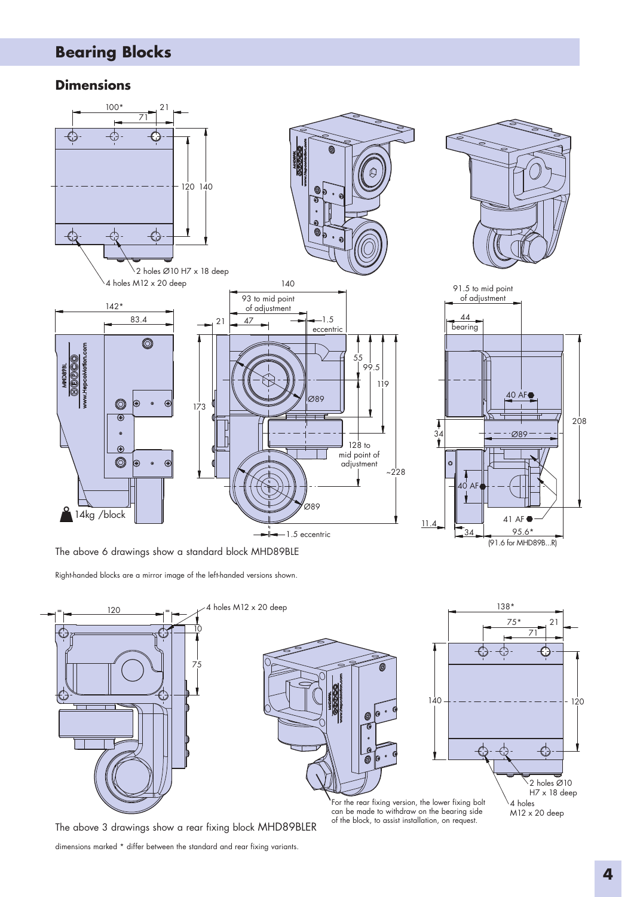# Bearing Blocks

## Dimensions

100*
71
21
120
140
2 holes Ø10 H7 x 18 deep
4 holes M12 x 20 deep

142*
83.4
14kg /block

140
93 to mid point of adjustment
21
47
1.5 eccentric
55
99.5
119
173
Ø89
128 to mid point of adjustment
~228
Ø89
1.5 eccentric

91.5 to mid point of adjustment
44 bearing
40 AF
208
34
Ø89
40 AF
41 AF
11.4
34
95.6*
(91.6 for MHD89B...R)

The above 6 drawings show a standard block MHD89BLE

Right-handed blocks are a mirror image of the left-handed versions shown.

120
4 holes M12 x 20 deep
10
75

For the rear fixing version, the lower fixing bolt can be made to withdraw on the bearing side of the block, to assist installation, on request.

138*
75*
21
71
140
120
2 holes Ø10 H7 x 18 deep
4 holes M12 x 20 deep

The above 3 drawings show a rear fixing block MHD89BLER

dimensions marked * differ between the standard and rear fixing variants.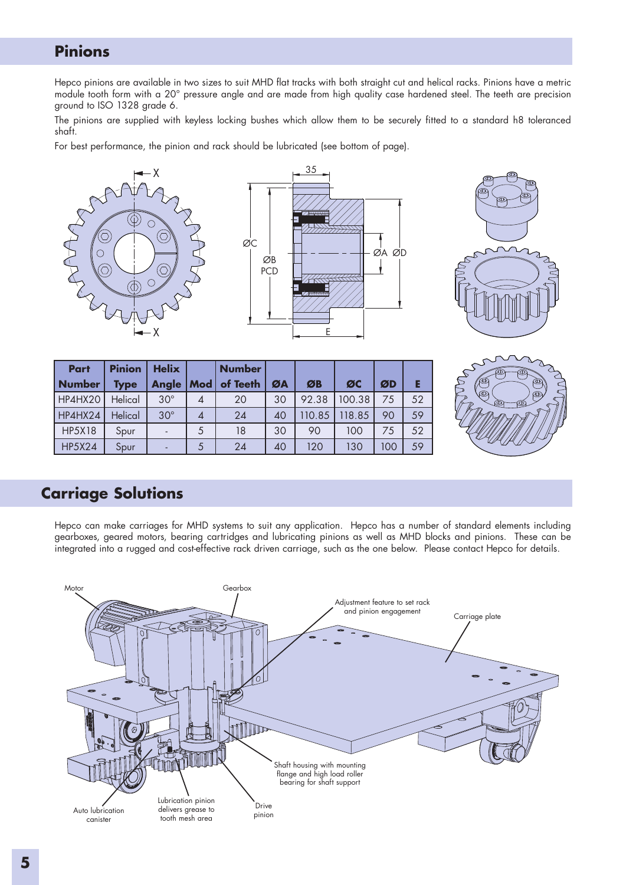## Pinions

Hepco pinions are available in two sizes to suit MHD flat tracks with both straight cut and helical racks. Pinions have a metric module tooth form with a 20° pressure angle and are made from high quality case hardened steel. The teeth are precision ground to ISO 1328 grade 6.

The pinions are supplied with keyless locking bushes which allow them to be securely fitted to a standard h8 toleranced shaft.

For best performance, the pinion and rack should be lubricated (see bottom of page).

X
X
35
ØC
ØB PCD
ØA
ØD
E

| Part Number | Pinion Type | Helix Angle | Mod | Number of Teeth | ØA | ØB | ØC | ØD | E |
|---|---|---|---|---|---|---|---|---|---|
| HP4HX20 | Helical | 30° | 4 | 20 | 30 | 92.38 | 100.38 | 75 | 52 |
| HP4HX24 | Helical | 30° | 4 | 24 | 40 | 110.85 | 118.85 | 90 | 59 |
| HP5X18 | Spur | - | 5 | 18 | 30 | 90 | 100 | 75 | 52 |
| HP5X24 | Spur | - | 5 | 24 | 40 | 120 | 130 | 100 | 59 |

## Carriage Solutions

Hepco can make carriages for MHD systems to suit any application. Hepco has a number of standard elements including gearboxes, geared motors, bearing cartridges and lubricating pinions as well as MHD blocks and pinions. These can be integrated into a rugged and cost-effective rack driven carriage, such as the one below. Please contact Hepco for details.

Motor
Gearbox
Adjustment feature to set rack and pinion engagement
Carriage plate
Shaft housing with mounting flange and high load roller bearing for shaft support
Auto lubrication canister
Lubrication pinion delivers grease to tooth mesh area
Drive pinion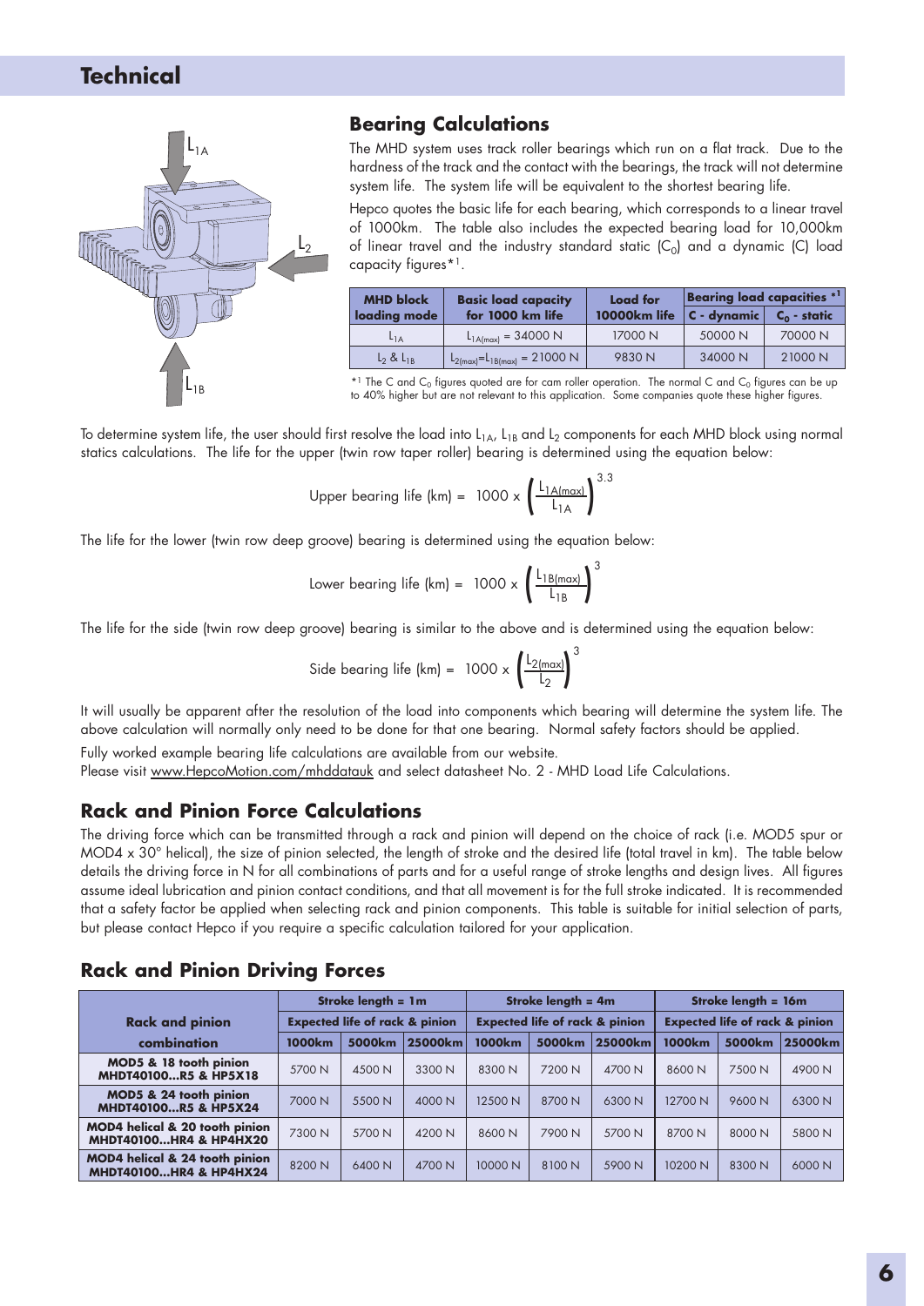# Technical

## Bearing Calculations

The MHD system uses track roller bearings which run on a flat track. Due to the hardness of the track and the contact with the bearings, the track will not determine system life. The system life will be equivalent to the shortest bearing life.

Hepco quotes the basic life for each bearing, which corresponds to a linear travel of 1000km. The table also includes the expected bearing load for 10,000km of linear travel and the industry standard static ($C_0$) and a dynamic (C) load capacity figures*[1].

| MHD block loading mode | Basic load capacity for 1000 km life | Load for 10000km life | Bearing load capacities *[1] | |
|---|---|---|---|---|
| | | | C - dynamic | $C_0$ - static |
| $L_{1A}$ | $L_{1A(max)}$ = 34000 N | 17000 N | 50000 N | 70000 N |
| $L_2$ & $L_{1B}$ | $L_{2(max)}$=$L_{1B(max)}$ = 21000 N | 9830 N | 34000 N | 21000 N |

*[1] The C and $C_0$ figures quoted are for cam roller operation. The normal C and $C_0$ figures can be up to 40% higher but are not relevant to this application. Some companies quote these higher figures.

To determine system life, the user should first resolve the load into $L_{1A}$, $L_{1B}$ and $L_2$ components for each MHD block using normal statics calculations. The life for the upper (twin row taper roller) bearing is determined using the equation below:

$$\text{Upper bearing life (km)} = 1000 \times \left(\frac{L_{1A(max)}}{L_{1A}}\right)^{3.3}$$

The life for the lower (twin row deep groove) bearing is determined using the equation below:

$$\text{Lower bearing life (km)} = 1000 \times \left(\frac{L_{1B(max)}}{L_{1B}}\right)^{3}$$

The life for the side (twin row deep groove) bearing is similar to the above and is determined using the equation below:

$$\text{Side bearing life (km)} = 1000 \times \left(\frac{L_{2(max)}}{L_{2}}\right)^{3}$$

It will usually be apparent after the resolution of the load into components which bearing will determine the system life. The above calculation will normally only need to be done for that one bearing. Normal safety factors should be applied.

Fully worked example bearing life calculations are available from our website.
Please visit www.HepcoMotion.com/mhddatauk and select datasheet No. 2 - MHD Load Life Calculations.

## Rack and Pinion Force Calculations

The driving force which can be transmitted through a rack and pinion will depend on the choice of rack (i.e. MOD5 spur or MOD4 x 30° helical), the size of pinion selected, the length of stroke and the desired life (total travel in km). The table below details the driving force in N for all combinations of parts and for a useful range of stroke lengths and design lives. All figures assume ideal lubrication and pinion contact conditions, and that all movement is for the full stroke indicated. It is recommended that a safety factor be applied when selecting rack and pinion components. This table is suitable for initial selection of parts, but please contact Hepco if you require a specific calculation tailored for your application.

## Rack and Pinion Driving Forces

| Rack and pinion combination | Stroke length = 1m | | | Stroke length = 4m | | | Stroke length = 16m | | |
|---|---|---|---|---|---|---|---|---|---|
| | Expected life of rack & pinion | | | Expected life of rack & pinion | | | Expected life of rack & pinion | | |
| | 1000km | 5000km | 25000km | 1000km | 5000km | 25000km | 1000km | 5000km | 25000km |
| **MOD5 & 18 tooth pinion MHDT40100...R5 & HP5X18** | 5700 N | 4500 N | 3300 N | 8300 N | 7200 N | 4700 N | 8600 N | 7500 N | 4900 N |
| **MOD5 & 24 tooth pinion MHDT40100...R5 & HP5X24** | 7000 N | 5500 N | 4000 N | 12500 N | 8700 N | 6300 N | 12700 N | 9600 N | 6300 N |
| **MOD4 helical & 20 tooth pinion MHDT40100...HR4 & HP4HX20** | 7300 N | 5700 N | 4200 N | 8600 N | 7900 N | 5700 N | 8700 N | 8000 N | 5800 N |
| **MOD4 helical & 24 tooth pinion MHDT40100...HR4 & HP4HX24** | 8200 N | 6400 N | 4700 N | 10000 N | 8100 N | 5900 N | 10200 N | 8300 N | 6000 N |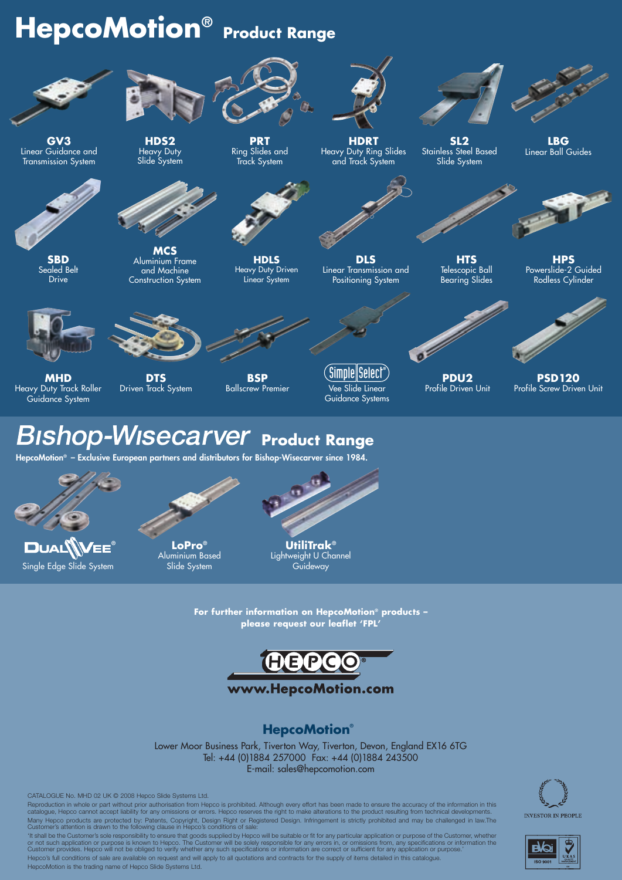# HepcoMotion® Product Range

**GV3**
Linear Guidance and Transmission System

**HDS2**
Heavy Duty Slide System

**PRT**
Ring Slides and Track System

**HDRT**
Heavy Duty Ring Slides and Track System

**SL2**
Stainless Steel Based Slide System

**LBG**
Linear Ball Guides

**SBD**
Sealed Belt Drive

**MCS**
Aluminium Frame and Machine Construction System

**HDLS**
Heavy Duty Driven Linear System

**DLS**
Linear Transmission and Positioning System

**HTS**
Telescopic Ball Bearing Slides

**HPS**
Powerslide-2 Guided Rodless Cylinder

**MHD**
Heavy Duty Track Roller Guidance System

**DTS**
Driven Track System

**BSP**
Ballscrew Premier

**SimpleSelect®**
Vee Slide Linear Guidance Systems

**PDU2**
Profile Driven Unit

**PSD120**
Profile Screw Driven Unit

# Bishop-Wisecarver Product Range

**HepcoMotion® – Exclusive European partners and distributors for Bishop-Wisecarver since 1984.**

**DualVee®**
Single Edge Slide System

**LoPro®**
Aluminium Based Slide System

**UtiliTrak®**
Lightweight U Channel Guideway

**For further information on HepcoMotion® products – please request our leaflet 'FPL'**

HEPCO®

**www.HepcoMotion.com**

**HepcoMotion®**

Lower Moor Business Park, Tiverton Way, Tiverton, Devon, England EX16 6TG
Tel: +44 (0)1884 257000 Fax: +44 (0)1884 243500
E-mail: sales@hepcomotion.com

CATALOGUE No. MHD 02 UK © 2008 Hepco Slide Systems Ltd.

Reproduction in whole or part without prior authorisation from Hepco is prohibited. Although every effort has been made to ensure the accuracy of the information in this catalogue, Hepco cannot accept liability for any omissions or errors. Hepco reserves the right to make alterations to the product resulting from technical developments.

Many Hepco products are protected by: Patents, Copyright, Design Right or Registered Design. Infringement is strictly prohibited and may be challenged in law.The Customer's attention is drawn to the following clause in Hepco's conditions of sale:

'It shall be the Customer's sole responsibility to ensure that goods supplied by Hepco will be suitable or fit for any particular application or purpose of the Customer, whether or not such application or purpose is known to Hepco. The Customer will be solely responsible for any errors in, or omissions from, any specifications or information the Customer provides. Hepco will not be obliged to verify whether any such specifications or information are correct or sufficient for any application or purpose.'

Hepco's full conditions of sale are available on request and will apply to all quotations and contracts for the supply of items detailed in this catalogue.

HepcoMotion is the trading name of Hepco Slide Systems Ltd.

INVESTOR IN PEOPLE

ISO 9001